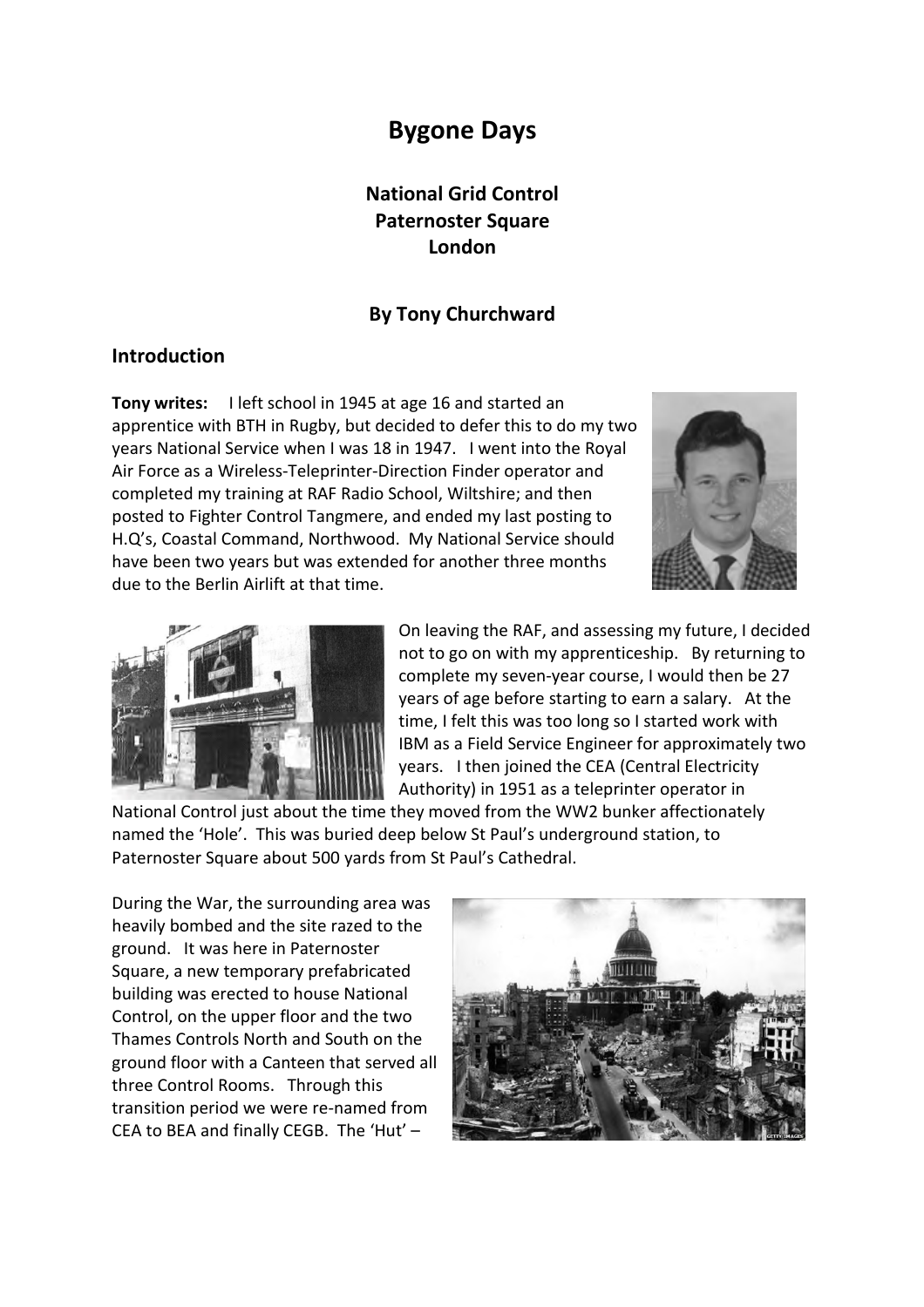# Bygone Days

## National Grid Control
## Paternoster Square
## London

### By Tony Churchward

## Introduction

**Tony writes:** I left school in 1945 at age 16 and started an apprentice with BTH in Rugby, but decided to defer this to do my two years National Service when I was 18 in 1947. I went into the Royal Air Force as a Wireless-Teleprinter-Direction Finder operator and completed my training at RAF Radio School, Wiltshire; and then posted to Fighter Control Tangmere, and ended my last posting to H.Q's, Coastal Command, Northwood. My National Service should have been two years but was extended for another three months due to the Berlin Airlift at that time.

On leaving the RAF, and assessing my future, I decided not to go on with my apprenticeship. By returning to complete my seven-year course, I would then be 27 years of age before starting to earn a salary. At the time, I felt this was too long so I started work with IBM as a Field Service Engineer for approximately two years. I then joined the CEA (Central Electricity Authority) in 1951 as a teleprinter operator in National Control just about the time they moved from the WW2 bunker affectionately named the 'Hole'. This was buried deep below St Paul's underground station, to Paternoster Square about 500 yards from St Paul's Cathedral.

During the War, the surrounding area was heavily bombed and the site razed to the ground. It was here in Paternoster Square, a new temporary prefabricated building was erected to house National Control, on the upper floor and the two Thames Controls North and South on the ground floor with a Canteen that served all three Control Rooms. Through this transition period we were re-named from CEA to BEA and finally CEGB. The 'Hut' –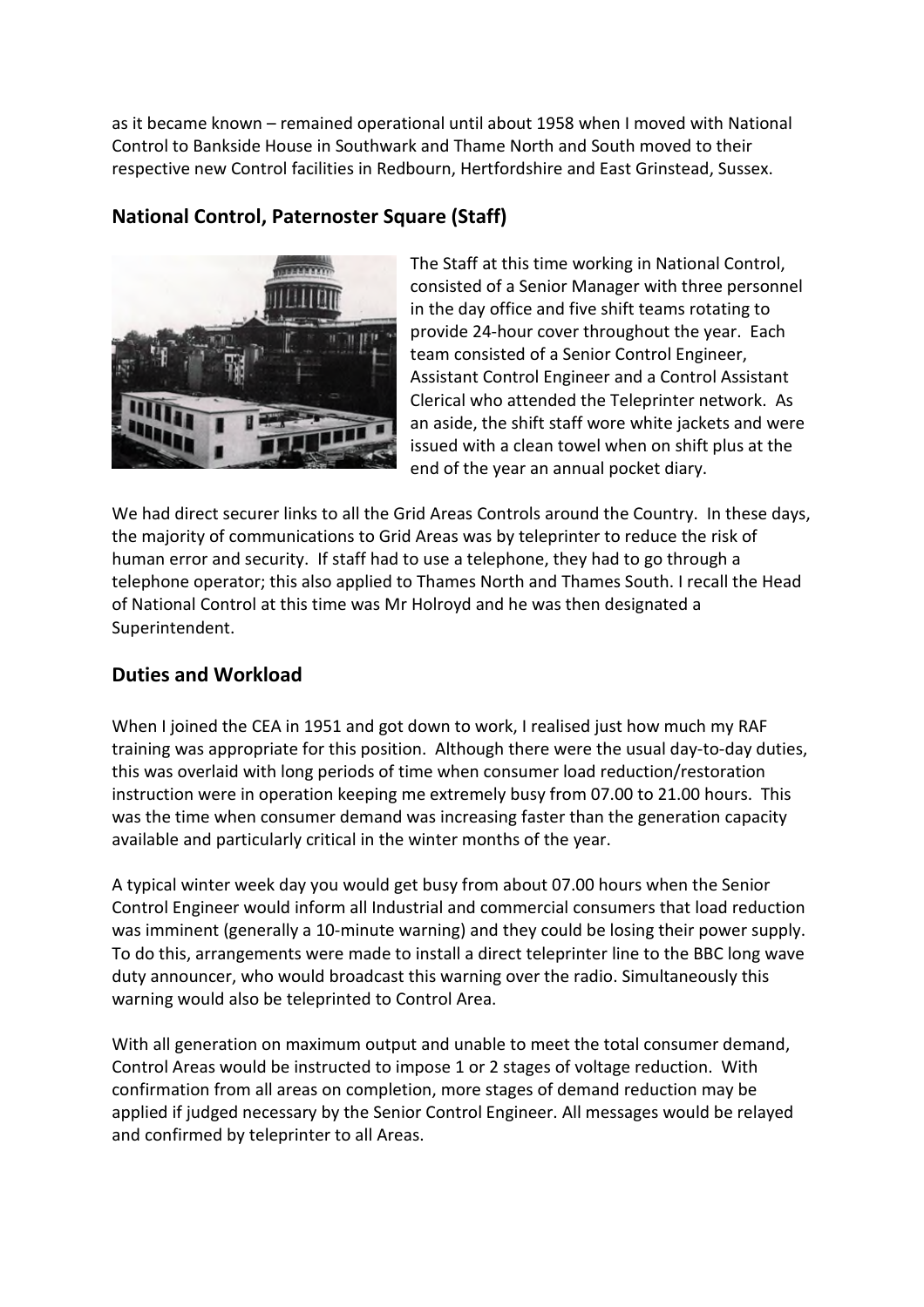as it became known – remained operational until about 1958 when I moved with National Control to Bankside House in Southwark and Thame North and South moved to their respective new Control facilities in Redbourn, Hertfordshire and East Grinstead, Sussex.

## National Control, Paternoster Square (Staff)

The Staff at this time working in National Control, consisted of a Senior Manager with three personnel in the day office and five shift teams rotating to provide 24-hour cover throughout the year. Each team consisted of a Senior Control Engineer, Assistant Control Engineer and a Control Assistant Clerical who attended the Teleprinter network. As an aside, the shift staff wore white jackets and were issued with a clean towel when on shift plus at the end of the year an annual pocket diary.

We had direct securer links to all the Grid Areas Controls around the Country. In these days, the majority of communications to Grid Areas was by teleprinter to reduce the risk of human error and security. If staff had to use a telephone, they had to go through a telephone operator; this also applied to Thames North and Thames South. I recall the Head of National Control at this time was Mr Holroyd and he was then designated a Superintendent.

## Duties and Workload

When I joined the CEA in 1951 and got down to work, I realised just how much my RAF training was appropriate for this position. Although there were the usual day-to-day duties, this was overlaid with long periods of time when consumer load reduction/restoration instruction were in operation keeping me extremely busy from 07.00 to 21.00 hours. This was the time when consumer demand was increasing faster than the generation capacity available and particularly critical in the winter months of the year.

A typical winter week day you would get busy from about 07.00 hours when the Senior Control Engineer would inform all Industrial and commercial consumers that load reduction was imminent (generally a 10-minute warning) and they could be losing their power supply. To do this, arrangements were made to install a direct teleprinter line to the BBC long wave duty announcer, who would broadcast this warning over the radio. Simultaneously this warning would also be teleprinted to Control Area.

With all generation on maximum output and unable to meet the total consumer demand, Control Areas would be instructed to impose 1 or 2 stages of voltage reduction. With confirmation from all areas on completion, more stages of demand reduction may be applied if judged necessary by the Senior Control Engineer. All messages would be relayed and confirmed by teleprinter to all Areas.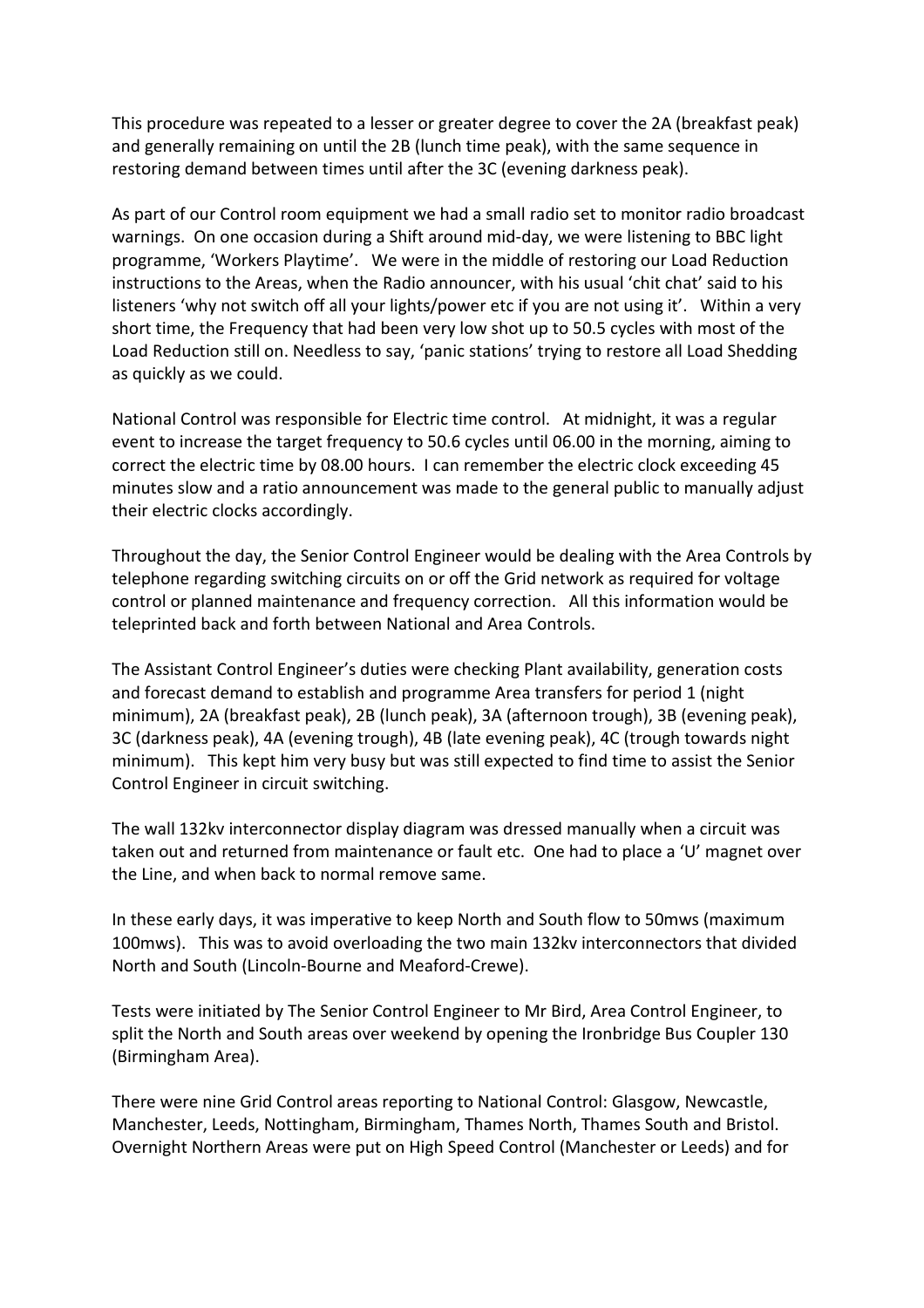This procedure was repeated to a lesser or greater degree to cover the 2A (breakfast peak) and generally remaining on until the 2B (lunch time peak), with the same sequence in restoring demand between times until after the 3C (evening darkness peak).

As part of our Control room equipment we had a small radio set to monitor radio broadcast warnings. On one occasion during a Shift around mid-day, we were listening to BBC light programme, 'Workers Playtime'. We were in the middle of restoring our Load Reduction instructions to the Areas, when the Radio announcer, with his usual 'chit chat' said to his listeners 'why not switch off all your lights/power etc if you are not using it'. Within a very short time, the Frequency that had been very low shot up to 50.5 cycles with most of the Load Reduction still on. Needless to say, 'panic stations' trying to restore all Load Shedding as quickly as we could.

National Control was responsible for Electric time control. At midnight, it was a regular event to increase the target frequency to 50.6 cycles until 06.00 in the morning, aiming to correct the electric time by 08.00 hours. I can remember the electric clock exceeding 45 minutes slow and a ratio announcement was made to the general public to manually adjust their electric clocks accordingly.

Throughout the day, the Senior Control Engineer would be dealing with the Area Controls by telephone regarding switching circuits on or off the Grid network as required for voltage control or planned maintenance and frequency correction. All this information would be teleprinted back and forth between National and Area Controls.

The Assistant Control Engineer's duties were checking Plant availability, generation costs and forecast demand to establish and programme Area transfers for period 1 (night minimum), 2A (breakfast peak), 2B (lunch peak), 3A (afternoon trough), 3B (evening peak), 3C (darkness peak), 4A (evening trough), 4B (late evening peak), 4C (trough towards night minimum). This kept him very busy but was still expected to find time to assist the Senior Control Engineer in circuit switching.

The wall 132kv interconnector display diagram was dressed manually when a circuit was taken out and returned from maintenance or fault etc. One had to place a 'U' magnet over the Line, and when back to normal remove same.

In these early days, it was imperative to keep North and South flow to 50mws (maximum 100mws). This was to avoid overloading the two main 132kv interconnectors that divided North and South (Lincoln-Bourne and Meaford-Crewe).

Tests were initiated by The Senior Control Engineer to Mr Bird, Area Control Engineer, to split the North and South areas over weekend by opening the Ironbridge Bus Coupler 130 (Birmingham Area).

There were nine Grid Control areas reporting to National Control: Glasgow, Newcastle, Manchester, Leeds, Nottingham, Birmingham, Thames North, Thames South and Bristol. Overnight Northern Areas were put on High Speed Control (Manchester or Leeds) and for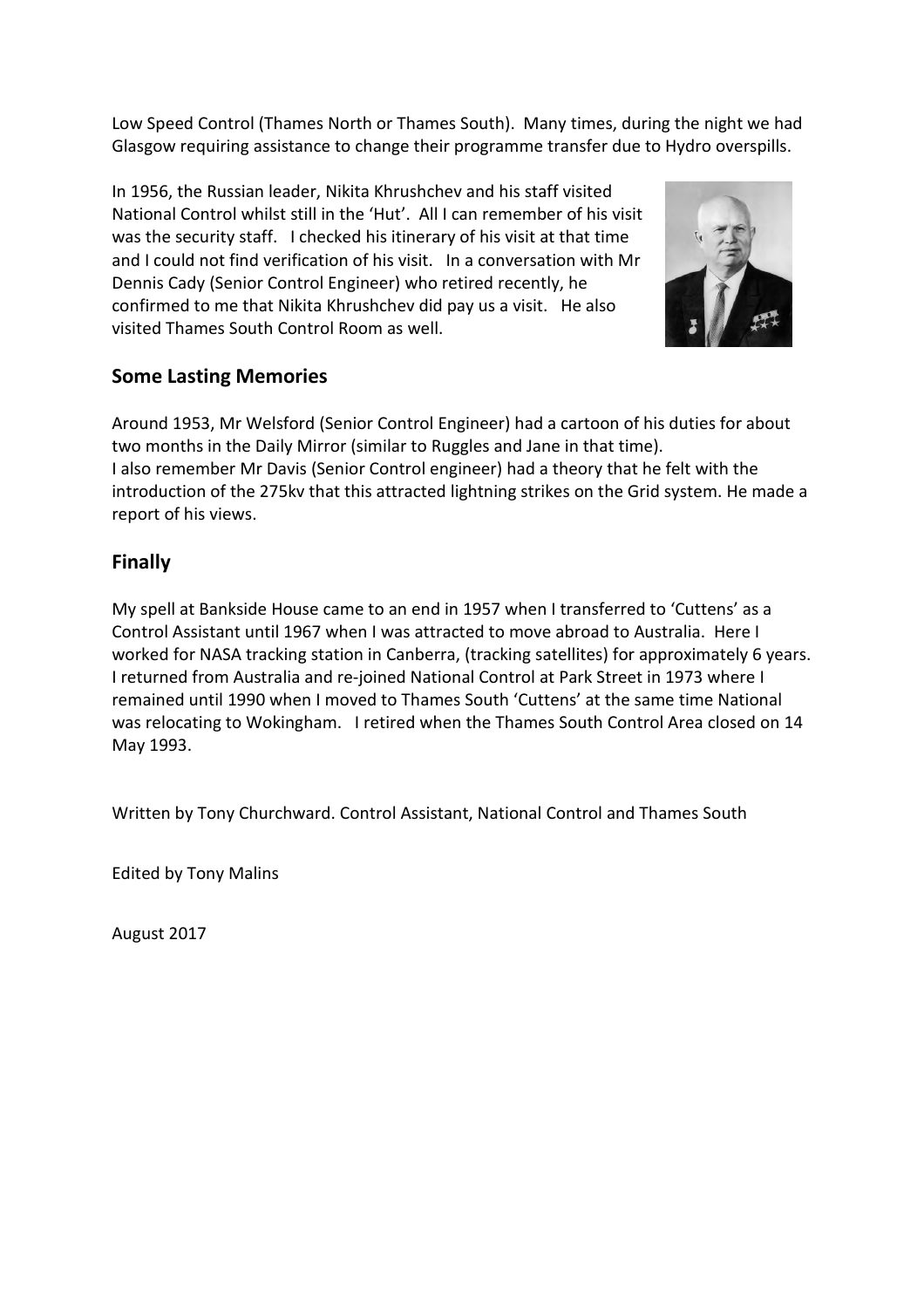Low Speed Control (Thames North or Thames South). Many times, during the night we had Glasgow requiring assistance to change their programme transfer due to Hydro overspills.

In 1956, the Russian leader, Nikita Khrushchev and his staff visited National Control whilst still in the 'Hut'. All I can remember of his visit was the security staff. I checked his itinerary of his visit at that time and I could not find verification of his visit. In a conversation with Mr Dennis Cady (Senior Control Engineer) who retired recently, he confirmed to me that Nikita Khrushchev did pay us a visit. He also visited Thames South Control Room as well.

## Some Lasting Memories

Around 1953, Mr Welsford (Senior Control Engineer) had a cartoon of his duties for about two months in the Daily Mirror (similar to Ruggles and Jane in that time).
I also remember Mr Davis (Senior Control engineer) had a theory that he felt with the introduction of the 275kv that this attracted lightning strikes on the Grid system. He made a report of his views.

## Finally

My spell at Bankside House came to an end in 1957 when I transferred to 'Cuttens' as a Control Assistant until 1967 when I was attracted to move abroad to Australia. Here I worked for NASA tracking station in Canberra, (tracking satellites) for approximately 6 years. I returned from Australia and re-joined National Control at Park Street in 1973 where I remained until 1990 when I moved to Thames South 'Cuttens' at the same time National was relocating to Wokingham. I retired when the Thames South Control Area closed on 14 May 1993.

Written by Tony Churchward. Control Assistant, National Control and Thames South

Edited by Tony Malins

August 2017